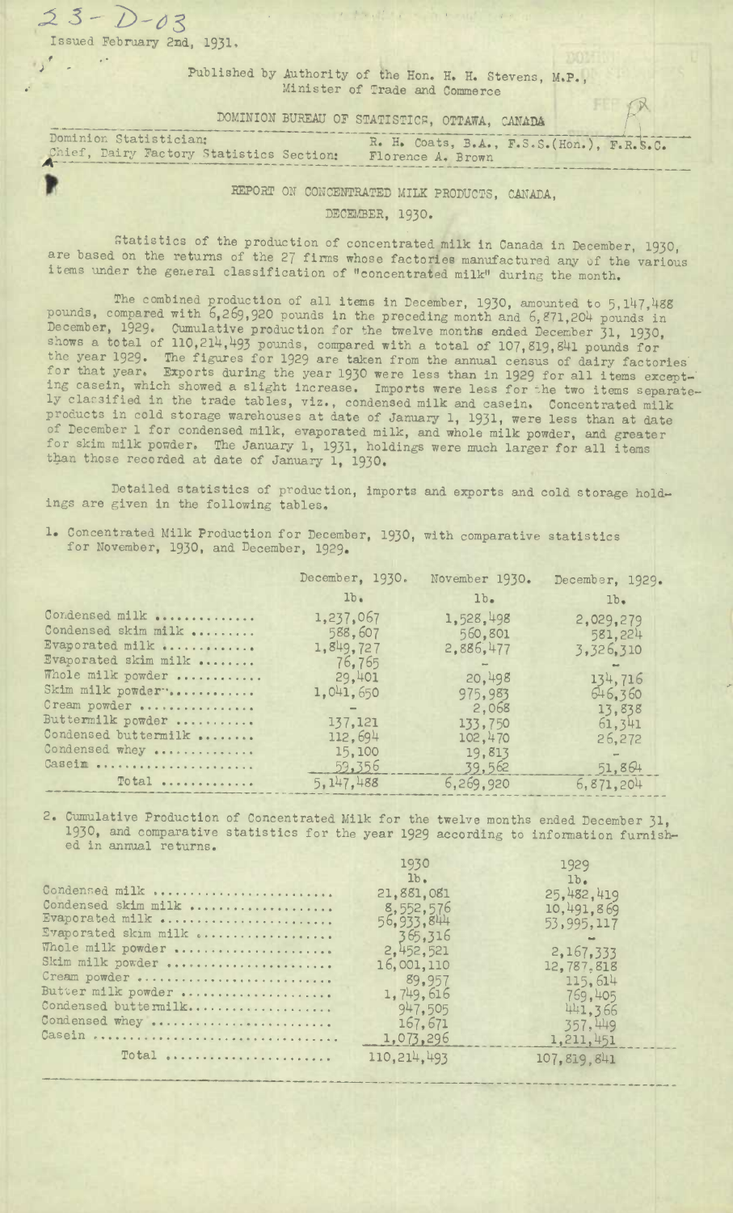23-D-03

Issued February 2nd, 1931.

Published by Authority of the Hon. H. H. Stevens, M.P., Minister of Trade and Commerce

DOMINION BUREAU OF STATISTICS, OTTAWA, CANADA

Dominion Statistician: R. H. Coats, B.A., F.S.S.(Hon.), F.R.S.C.
Chief, Dairy Factory Statistics Section: Florence A. Brown

# REPORT ON CONCENTRATED MILK PRODUCTS, CANADA, DECEMBER, 1930.

Statistics of the production of concentrated milk in Canada in December, 1930, are based on the returns of the 27 firms whose factories manufactured any of the various items under the general classification of "concentrated milk" during the month.

The combined production of all items in December, 1930, amounted to 5,147,488 pounds, compared with 6,269,920 pounds in the preceding month and 6,871,204 pounds in December, 1929. Cumulative production for the twelve months ended December 31, 1930, shows a total of 110,214,493 pounds, compared with a total of 107,819,841 pounds for the year 1929. The figures for 1929 are taken from the annual census of dairy factories for that year. Exports during the year 1930 were less than in 1929 for all items excepting casein, which showed a slight increase. Imports were less for the two items separately classified in the trade tables, viz., condensed milk and casein. Concentrated milk products in cold storage warehouses at date of January 1, 1931, were less than at date of December 1 for condensed milk, evaporated milk, and whole milk powder, and greater for skim milk powder. The January 1, 1931, holdings were much larger for all items than those recorded at date of January 1, 1930.

Detailed statistics of production, imports and exports and cold storage holdings are given in the following tables.

1. Concentrated Milk Production for December, 1930, with comparative statistics for November, 1930, and December, 1929.

| | December, 1930. | November 1930. | December, 1929. |
|---|---|---|---|
| | lb. | lb. | lb. |
| Condensed milk | 1,237,067 | 1,528,498 | 2,029,279 |
| Condensed skim milk | 588,607 | 560,801 | 581,224 |
| Evaporated milk | 1,849,727 | 2,886,477 | 3,326,310 |
| Evaporated skim milk | 76,765 | - | - |
| Whole milk powder | 29,401 | 20,498 | 134,716 |
| Skim milk powder | 1,041,650 | 975,983 | 646,360 |
| Cream powder | - | 2,068 | 13,838 |
| Buttermilk powder | 137,121 | 133,750 | 61,341 |
| Condensed buttermilk | 112,694 | 102,470 | 26,272 |
| Condensed whey | 15,100 | 19,813 | - |
| Casein | 59,356 | 39,562 | 51,864 |
| Total | 5,147,488 | 6,269,920 | 6,871,204 |

2. Cumulative Production of Concentrated Milk for the twelve months ended December 31, 1930, and comparative statistics for the year 1929 according to information furnished in annual returns.

| | 1930 | 1929 |
|---|---|---|
| | lb. | lb. |
| Condensed milk | 21,881,081 | 25,482,419 |
| Condensed skim milk | 8,552,576 | 10,491,869 |
| Evaporated milk | 56,933,844 | 53,995,117 |
| Evaporated skim milk | 365,316 | - |
| Whole milk powder | 2,452,521 | 2,167,333 |
| Skim milk powder | 16,001,110 | 12,787,818 |
| Cream powder | 89,957 | 115,614 |
| Butter milk powder | 1,749,616 | 769,405 |
| Condensed buttermilk | 947,505 | 441,366 |
| Condensed whey | 167,671 | 357,449 |
| Casein | 1,073,296 | 1,211,451 |
| Total | 110,214,493 | 107,819,841 |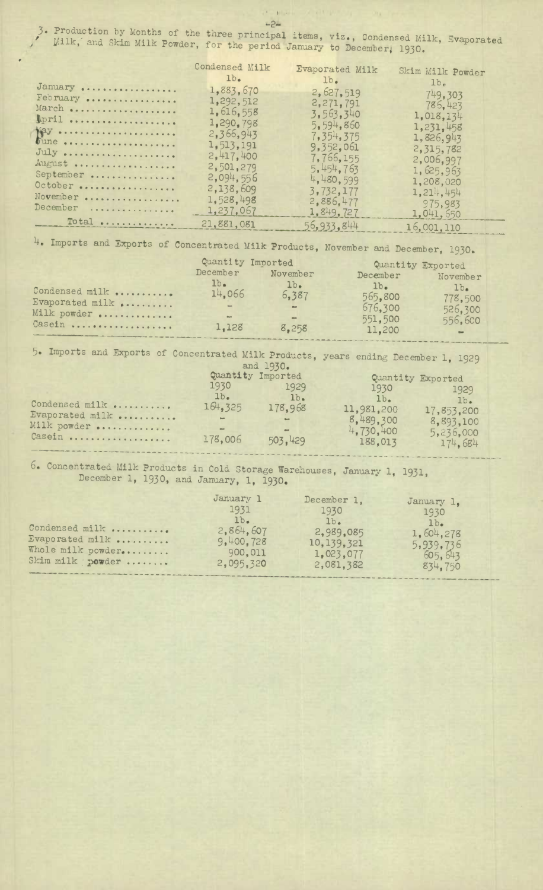3. Production by Months of the three principal items, viz., Condensed Milk, Evaporated Milk, and Skim Milk Powder, for the period January to December, 1930.

| | Condensed Milk | Evaporated Milk | Skim Milk Powder |
|---|---|---|---|
| | lb. | lb. | lb. |
| January .................. | 1,883,670 | 2,627,519 | 749,303 |
| February .................. | 1,292,512 | 2,271,791 | 786,423 |
| March .................. | 1,616,558 | 3,563,340 | 1,018,134 |
| April .................. | 1,290,798 | 5,594,860 | 1,231,458 |
| May .................. | 2,366,943 | 7,354,375 | 1,826,943 |
| June .................. | 1,513,191 | 9,352,061 | 2,315,782 |
| July .................. | 2,417,400 | 7,766,155 | 2,006,997 |
| August .................. | 2,501,279 | 5,454,763 | 1,625,963 |
| September .................. | 2,094,556 | 4,480,599 | 1,208,020 |
| October .................. | 2,138,609 | 3,732,177 | 1,214,454 |
| November .................. | 1,528,498 | 2,886,477 | 975,983 |
| December .................. | 1,237,067 | 1,849,727 | 1,041,650 |
| Total .............. | 21,881,081 | 56,933,844 | 16,001,110 |

4. Imports and Exports of Concentrated Milk Products, November and December, 1930.

| | Quantity Imported | | Quantity Exported | |
|---|---|---|---|---|
| | December | November | December | November |
| | lb. | lb. | lb. | lb. |
| Condensed milk ........... | 14,066 | 6,387 | 565,800 | 778,500 |
| Evaporated milk .......... | - | - | 676,300 | 526,300 |
| Milk powder .............. | - | - | 551,500 | 556,600 |
| Casein .................. | 1,128 | 8,258 | 11,200 | - |

5. Imports and Exports of Concentrated Milk Products, years ending December 1, 1929 and 1930.

| | Quantity Imported | | Quantity Exported | |
|---|---|---|---|---|
| | 1930 | 1929 | 1930 | 1929 |
| | lb. | lb. | lb. | lb. |
| Condensed milk ........... | 164,325 | 178,968 | 11,981,200 | 17,853,200 |
| Evaporated milk .......... | - | - | 8,489,300 | 8,893,100 |
| Milk powder .............. | - | - | 4,730,400 | 5,236,000 |
| Casein .................. | 178,006 | 503,429 | 188,013 | 174,684 |

6. Concentrated Milk Products in Cold Storage Warehouses, January 1, 1931, December 1, 1930, and January, 1, 1930.

| | January 1 1931 | December 1, 1930 | January 1, 1930 |
|---|---|---|---|
| | lb. | lb. | lb. |
| Condensed milk ........... | 2,864,607 | 2,989,085 | 1,604,278 |
| Evaporated milk .......... | 9,400,728 | 10,139,321 | 5,939,736 |
| Whole milk powder......... | 900,011 | 1,023,077 | 605,643 |
| Skim milk powder ........ | 2,095,320 | 2,081,382 | 834,750 |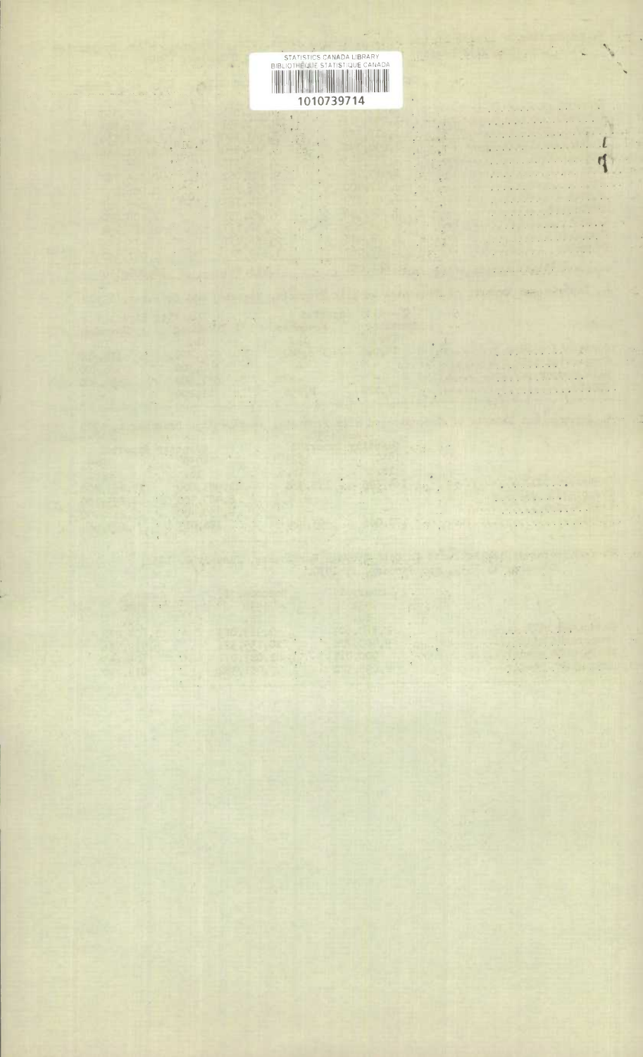STATISTICS CANADA LIBRARY
BIBLIOTHÈQUE STATISTIQUE CANADA

1010739714